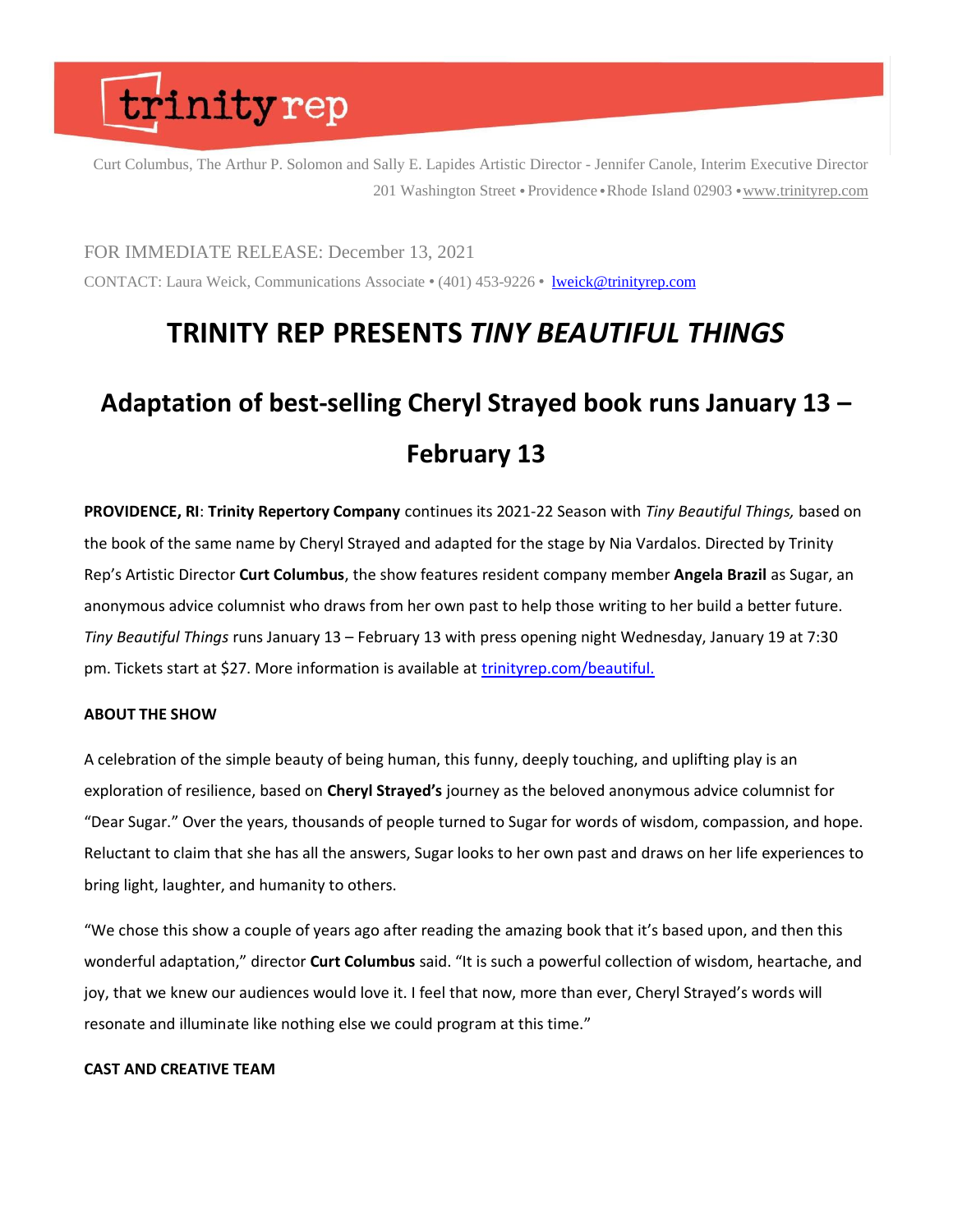trinity rep

Curt Columbus, The Arthur P. Solomon and Sally E. Lapides Artistic Director - Jennifer Canole, Interim Executive Director
201 Washington Street • Providence • Rhode Island 02903 • www.trinityrep.com

FOR IMMEDIATE RELEASE: December 13, 2021

CONTACT: Laura Weick, Communications Associate • (401) 453-9226 • lweick@trinityrep.com

# TRINITY REP PRESENTS *TINY BEAUTIFUL THINGS*

## Adaptation of best-selling Cheryl Strayed book runs January 13 – February 13

**PROVIDENCE, RI**: **Trinity Repertory Company** continues its 2021-22 Season with *Tiny Beautiful Things,* based on the book of the same name by Cheryl Strayed and adapted for the stage by Nia Vardalos. Directed by Trinity Rep's Artistic Director **Curt Columbus**, the show features resident company member **Angela Brazil** as Sugar, an anonymous advice columnist who draws from her own past to help those writing to her build a better future. *Tiny Beautiful Things* runs January 13 – February 13 with press opening night Wednesday, January 19 at 7:30 pm. Tickets start at $27. More information is available at trinityrep.com/beautiful.

**ABOUT THE SHOW**

A celebration of the simple beauty of being human, this funny, deeply touching, and uplifting play is an exploration of resilience, based on **Cheryl Strayed's** journey as the beloved anonymous advice columnist for "Dear Sugar." Over the years, thousands of people turned to Sugar for words of wisdom, compassion, and hope. Reluctant to claim that she has all the answers, Sugar looks to her own past and draws on her life experiences to bring light, laughter, and humanity to others.

"We chose this show a couple of years ago after reading the amazing book that it's based upon, and then this wonderful adaptation," director **Curt Columbus** said. "It is such a powerful collection of wisdom, heartache, and joy, that we knew our audiences would love it. I feel that now, more than ever, Cheryl Strayed's words will resonate and illuminate like nothing else we could program at this time."

**CAST AND CREATIVE TEAM**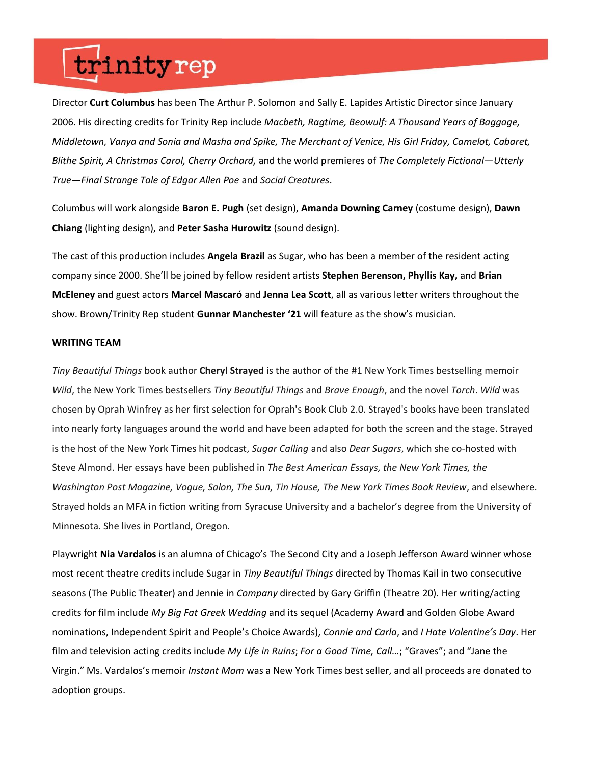Director **Curt Columbus** has been The Arthur P. Solomon and Sally E. Lapides Artistic Director since January 2006. His directing credits for Trinity Rep include *Macbeth, Ragtime, Beowulf: A Thousand Years of Baggage, Middletown, Vanya and Sonia and Masha and Spike, The Merchant of Venice, His Girl Friday, Camelot, Cabaret, Blithe Spirit, A Christmas Carol, Cherry Orchard,* and the world premieres of *The Completely Fictional—Utterly True—Final Strange Tale of Edgar Allen Poe* and *Social Creatures*.

Columbus will work alongside **Baron E. Pugh** (set design), **Amanda Downing Carney** (costume design), **Dawn Chiang** (lighting design), and **Peter Sasha Hurowitz** (sound design).

The cast of this production includes **Angela Brazil** as Sugar, who has been a member of the resident acting company since 2000. She'll be joined by fellow resident artists **Stephen Berenson, Phyllis Kay,** and **Brian McEleney** and guest actors **Marcel Mascaró** and **Jenna Lea Scott**, all as various letter writers throughout the show. Brown/Trinity Rep student **Gunnar Manchester '21** will feature as the show's musician.

**WRITING TEAM**

*Tiny Beautiful Things* book author **Cheryl Strayed** is the author of the #1 New York Times bestselling memoir *Wild*, the New York Times bestsellers *Tiny Beautiful Things* and *Brave Enough*, and the novel *Torch*. *Wild* was chosen by Oprah Winfrey as her first selection for Oprah's Book Club 2.0. Strayed's books have been translated into nearly forty languages around the world and have been adapted for both the screen and the stage. Strayed is the host of the New York Times hit podcast, *Sugar Calling* and also *Dear Sugars*, which she co-hosted with Steve Almond. Her essays have been published in *The Best American Essays, the New York Times, the Washington Post Magazine, Vogue, Salon, The Sun, Tin House, The New York Times Book Review*, and elsewhere. Strayed holds an MFA in fiction writing from Syracuse University and a bachelor's degree from the University of Minnesota. She lives in Portland, Oregon.

Playwright **Nia Vardalos** is an alumna of Chicago's The Second City and a Joseph Jefferson Award winner whose most recent theatre credits include Sugar in *Tiny Beautiful Things* directed by Thomas Kail in two consecutive seasons (The Public Theater) and Jennie in *Company* directed by Gary Griffin (Theatre 20). Her writing/acting credits for film include *My Big Fat Greek Wedding* and its sequel (Academy Award and Golden Globe Award nominations, Independent Spirit and People's Choice Awards), *Connie and Carla*, and *I Hate Valentine's Day*. Her film and television acting credits include *My Life in Ruins*; *For a Good Time, Call…*; "Graves"; and "Jane the Virgin." Ms. Vardalos's memoir *Instant Mom* was a New York Times best seller, and all proceeds are donated to adoption groups.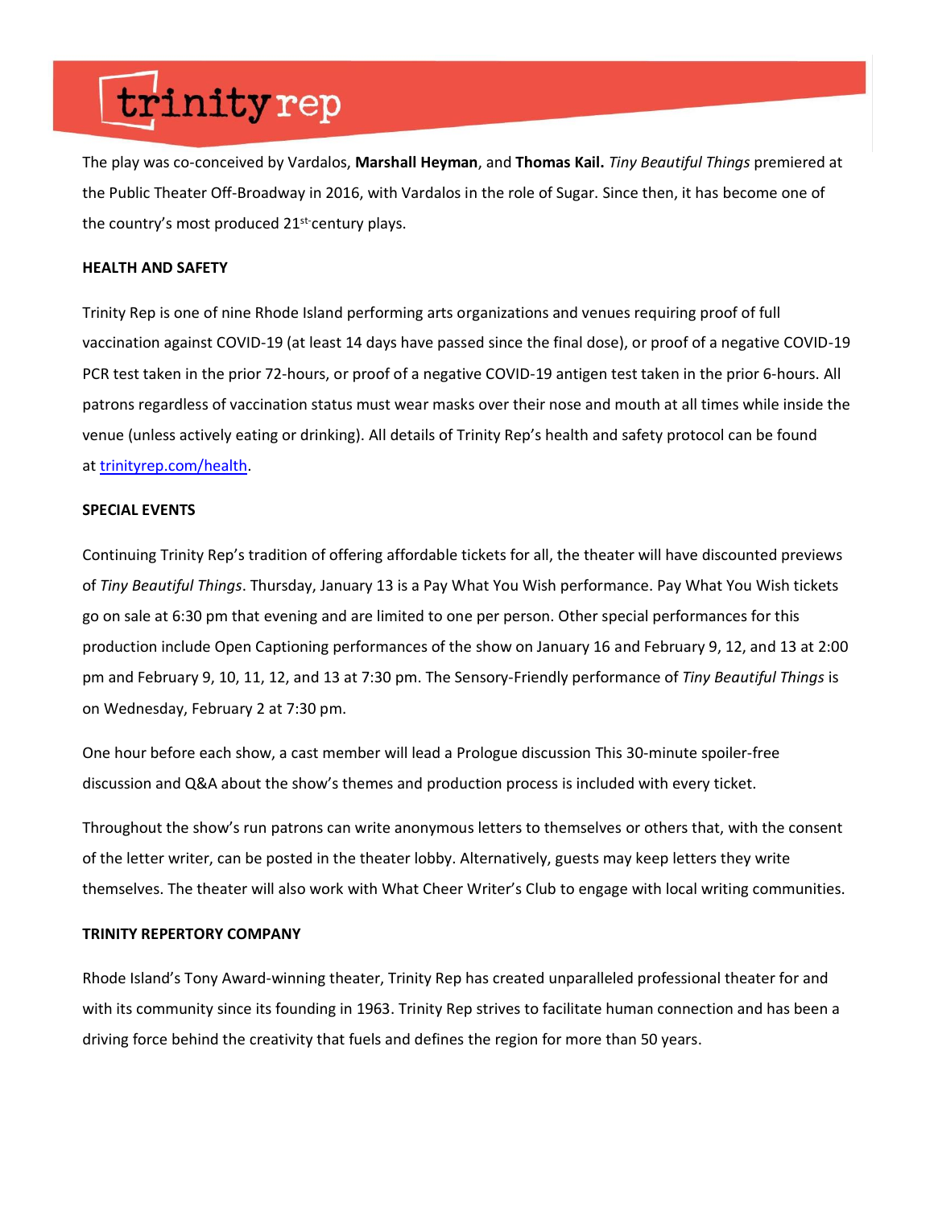The play was co-conceived by Vardalos, **Marshall Heyman**, and **Thomas Kail.** *Tiny Beautiful Things* premiered at the Public Theater Off-Broadway in 2016, with Vardalos in the role of Sugar. Since then, it has become one of the country's most produced 21st-century plays.

**HEALTH AND SAFETY**

Trinity Rep is one of nine Rhode Island performing arts organizations and venues requiring proof of full vaccination against COVID-19 (at least 14 days have passed since the final dose), or proof of a negative COVID-19 PCR test taken in the prior 72-hours, or proof of a negative COVID-19 antigen test taken in the prior 6-hours. All patrons regardless of vaccination status must wear masks over their nose and mouth at all times while inside the venue (unless actively eating or drinking). All details of Trinity Rep's health and safety protocol can be found at [trinityrep.com/health](trinityrep.com/health).

**SPECIAL EVENTS**

Continuing Trinity Rep's tradition of offering affordable tickets for all, the theater will have discounted previews of *Tiny Beautiful Things*. Thursday, January 13 is a Pay What You Wish performance. Pay What You Wish tickets go on sale at 6:30 pm that evening and are limited to one per person. Other special performances for this production include Open Captioning performances of the show on January 16 and February 9, 12, and 13 at 2:00 pm and February 9, 10, 11, 12, and 13 at 7:30 pm. The Sensory-Friendly performance of *Tiny Beautiful Things* is on Wednesday, February 2 at 7:30 pm.

One hour before each show, a cast member will lead a Prologue discussion This 30-minute spoiler-free discussion and Q&A about the show's themes and production process is included with every ticket.

Throughout the show's run patrons can write anonymous letters to themselves or others that, with the consent of the letter writer, can be posted in the theater lobby. Alternatively, guests may keep letters they write themselves. The theater will also work with What Cheer Writer's Club to engage with local writing communities.

**TRINITY REPERTORY COMPANY**

Rhode Island's Tony Award-winning theater, Trinity Rep has created unparalleled professional theater for and with its community since its founding in 1963. Trinity Rep strives to facilitate human connection and has been a driving force behind the creativity that fuels and defines the region for more than 50 years.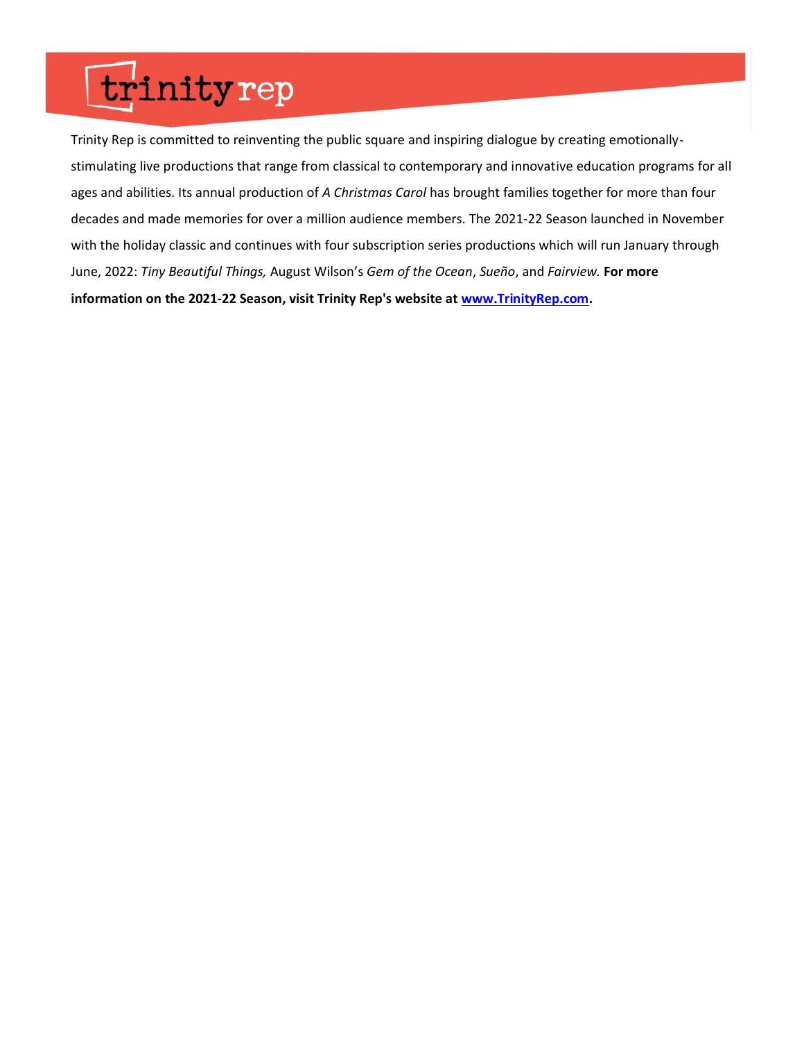Trinity Rep is committed to reinventing the public square and inspiring dialogue by creating emotionally-stimulating live productions that range from classical to contemporary and innovative education programs for all ages and abilities. Its annual production of *A Christmas Carol* has brought families together for more than four decades and made memories for over a million audience members. The 2021-22 Season launched in November with the holiday classic and continues with four subscription series productions which will run January through June, 2022: *Tiny Beautiful Things,* August Wilson's *Gem of the Ocean*, *Sueño*, and *Fairview.* **For more information on the 2021-22 Season, visit Trinity Rep's website at [www.TrinityRep.com](http://www.TrinityRep.com).**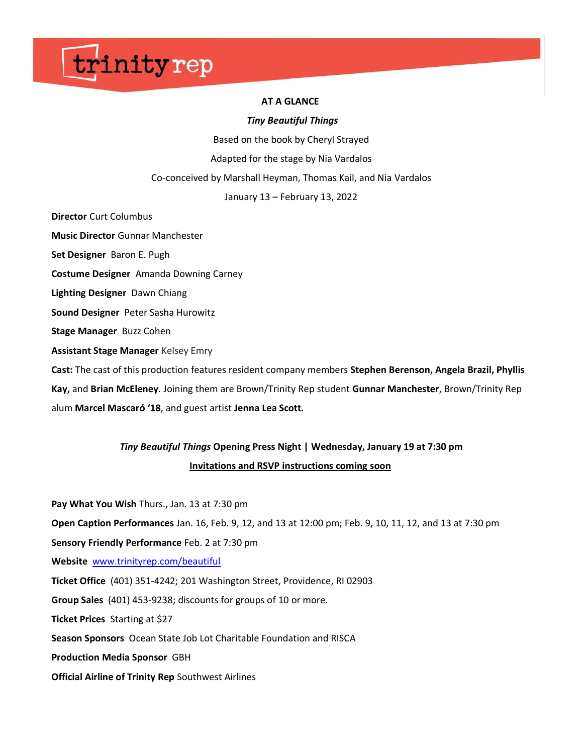trinity rep

**AT A GLANCE**

***Tiny Beautiful Things***

Based on the book by Cheryl Strayed

Adapted for the stage by Nia Vardalos

Co-conceived by Marshall Heyman, Thomas Kail, and Nia Vardalos

January 13 – February 13, 2022

**Director** Curt Columbus

**Music Director** Gunnar Manchester

**Set Designer** Baron E. Pugh

**Costume Designer** Amanda Downing Carney

**Lighting Designer** Dawn Chiang

**Sound Designer** Peter Sasha Hurowitz

**Stage Manager** Buzz Cohen

**Assistant Stage Manager** Kelsey Emry

**Cast:** The cast of this production features resident company members **Stephen Berenson, Angela Brazil, Phyllis Kay,** and **Brian McEleney**. Joining them are Brown/Trinity Rep student **Gunnar Manchester**, Brown/Trinity Rep alum **Marcel Mascaró '18**, and guest artist **Jenna Lea Scott**.

***Tiny Beautiful Things*** **Opening Press Night | Wednesday, January 19 at 7:30 pm**

**Invitations and RSVP instructions coming soon**

**Pay What You Wish** Thurs., Jan. 13 at 7:30 pm

**Open Caption Performances** Jan. 16, Feb. 9, 12, and 13 at 12:00 pm; Feb. 9, 10, 11, 12, and 13 at 7:30 pm

**Sensory Friendly Performance** Feb. 2 at 7:30 pm

**Website** www.trinityrep.com/beautiful

**Ticket Office** (401) 351-4242; 201 Washington Street, Providence, RI 02903

**Group Sales** (401) 453-9238; discounts for groups of 10 or more.

**Ticket Prices** Starting at $27

**Season Sponsors** Ocean State Job Lot Charitable Foundation and RISCA

**Production Media Sponsor** GBH

**Official Airline of Trinity Rep** Southwest Airlines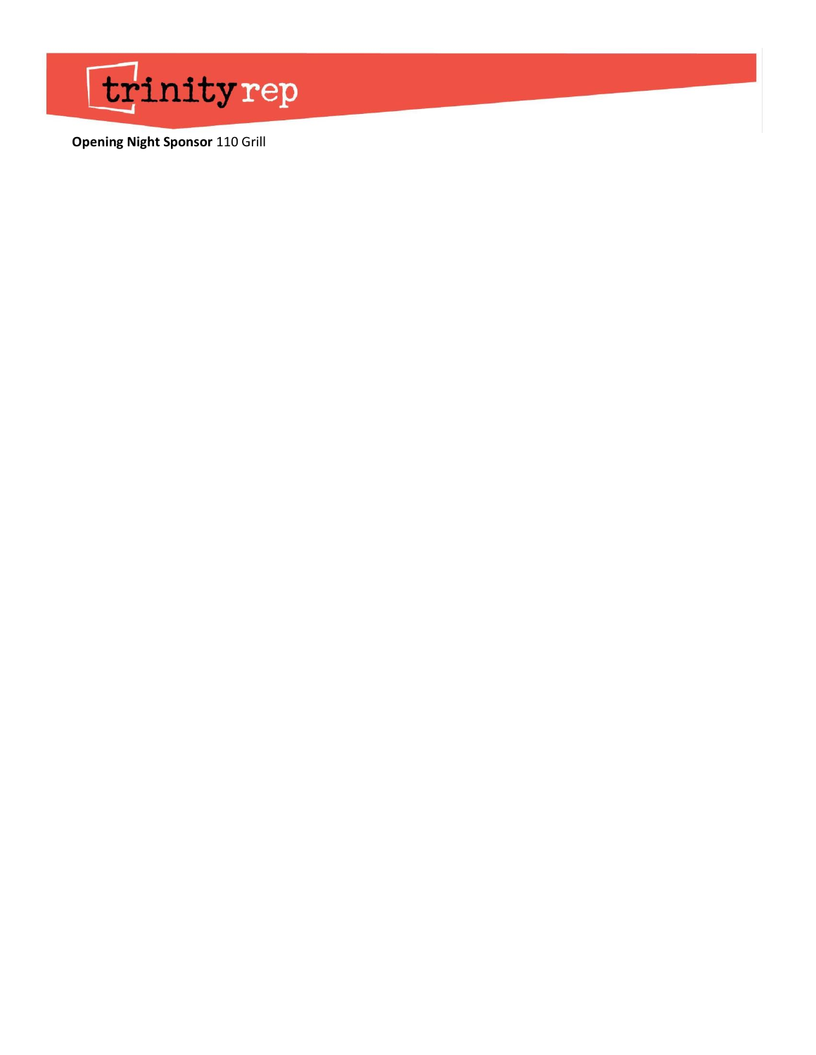**Opening Night Sponsor** 110 Grill